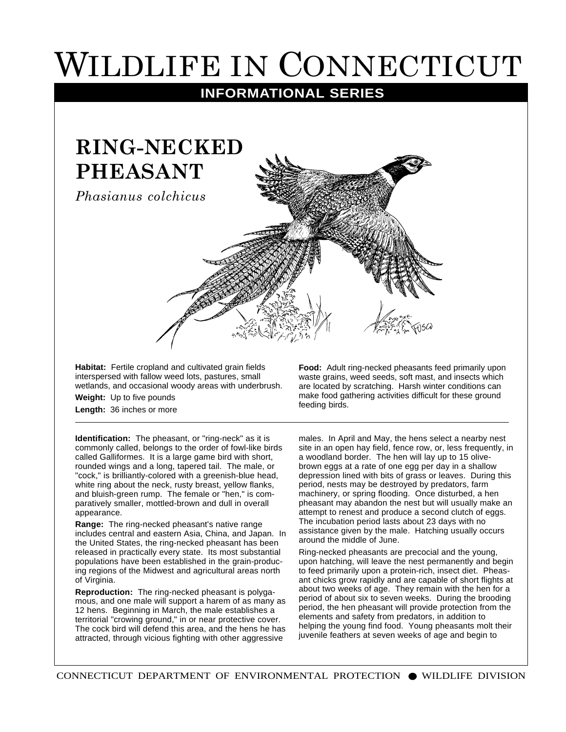# WILDLIFE IN CONNECTICUT

**INFORMATIONAL SERIES**

## RING-NECKED PHEASANT

*Phasianus colchicus*

**Habitat:** Fertile cropland and cultivated grain fields interspersed with fallow weed lots, pastures, small wetlands, and occasional woody areas with underbrush.

**Weight:** Up to five pounds

**Length:** 36 inches or more

**Food:** Adult ring-necked pheasants feed primarily upon waste grains, weed seeds, soft mast, and insects which are located by scratching. Harsh winter conditions can make food gathering activities difficult for these ground feeding birds.

---

**Identification:** The pheasant, or "ring-neck" as it is commonly called, belongs to the order of fowl-like birds called Galliformes. It is a large game bird with short, rounded wings and a long, tapered tail. The male, or "cock," is brilliantly-colored with a greenish-blue head, white ring about the neck, rusty breast, yellow flanks, and bluish-green rump. The female or "hen," is comparatively smaller, mottled-brown and dull in overall appearance.

**Range:** The ring-necked pheasant's native range includes central and eastern Asia, China, and Japan. In the United States, the ring-necked pheasant has been released in practically every state. Its most substantial populations have been established in the grain-producing regions of the Midwest and agricultural areas north of Virginia.

**Reproduction:** The ring-necked pheasant is polygamous, and one male will support a harem of as many as 12 hens. Beginning in March, the male establishes a territorial "crowing ground," in or near protective cover. The cock bird will defend this area, and the hens he has attracted, through vicious fighting with other aggressive males. In April and May, the hens select a nearby nest site in an open hay field, fence row, or, less frequently, in a woodland border. The hen will lay up to 15 olive-brown eggs at a rate of one egg per day in a shallow depression lined with bits of grass or leaves. During this period, nests may be destroyed by predators, farm machinery, or spring flooding. Once disturbed, a hen pheasant may abandon the nest but will usually make an attempt to renest and produce a second clutch of eggs. The incubation period lasts about 23 days with no assistance given by the male. Hatching usually occurs around the middle of June.

Ring-necked pheasants are precocial and the young, upon hatching, will leave the nest permanently and begin to feed primarily upon a protein-rich, insect diet. Pheasant chicks grow rapidly and are capable of short flights at about two weeks of age. They remain with the hen for a period of about six to seven weeks. During the brooding period, the hen pheasant will provide protection from the elements and safety from predators, in addition to helping the young find food. Young pheasants molt their juvenile feathers at seven weeks of age and begin to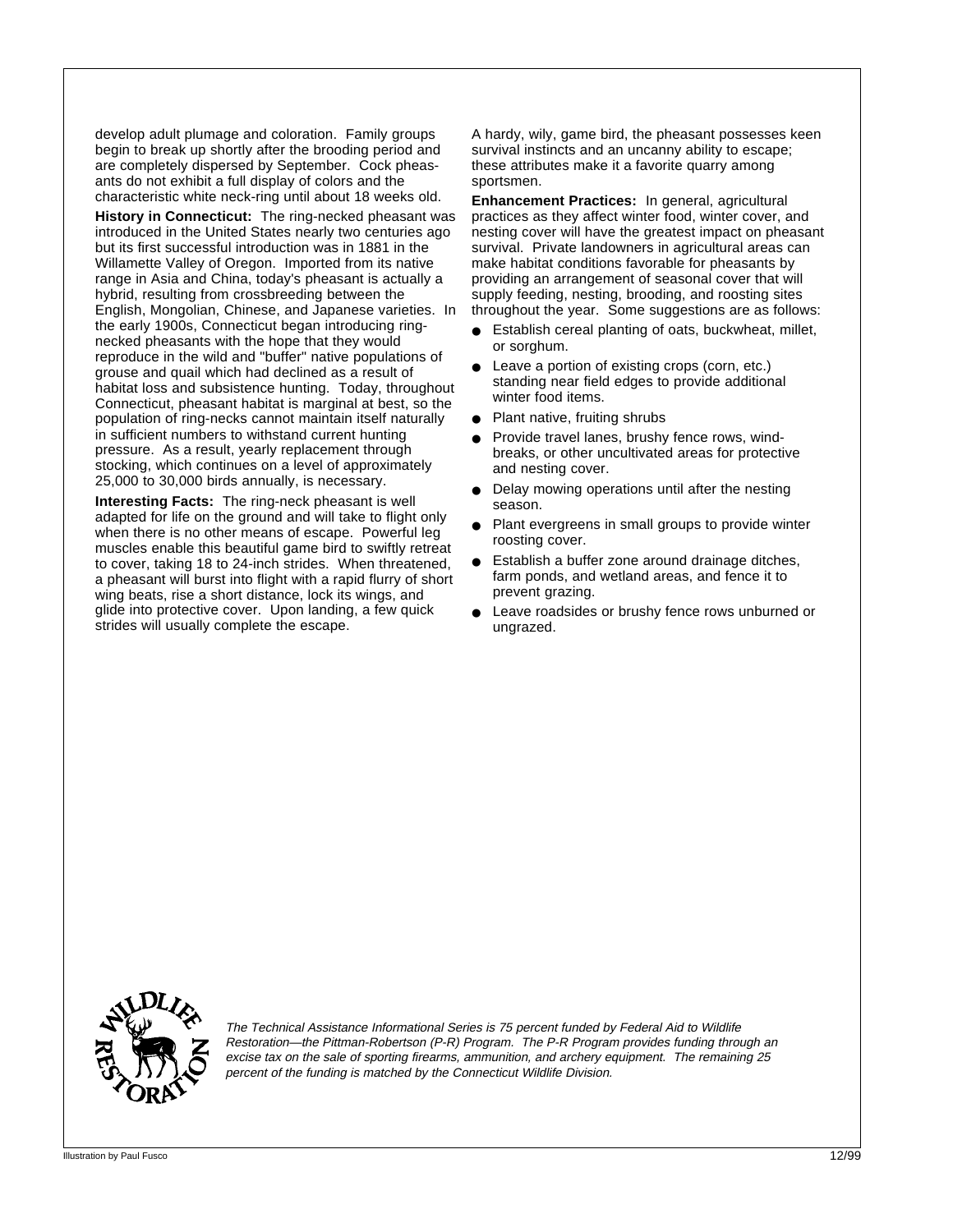develop adult plumage and coloration. Family groups begin to break up shortly after the brooding period and are completely dispersed by September. Cock pheasants do not exhibit a full display of colors and the characteristic white neck-ring until about 18 weeks old.

**History in Connecticut:** The ring-necked pheasant was introduced in the United States nearly two centuries ago but its first successful introduction was in 1881 in the Willamette Valley of Oregon. Imported from its native range in Asia and China, today's pheasant is actually a hybrid, resulting from crossbreeding between the English, Mongolian, Chinese, and Japanese varieties. In the early 1900s, Connecticut began introducing ring-necked pheasants with the hope that they would reproduce in the wild and "buffer" native populations of grouse and quail which had declined as a result of habitat loss and subsistence hunting. Today, throughout Connecticut, pheasant habitat is marginal at best, so the population of ring-necks cannot maintain itself naturally in sufficient numbers to withstand current hunting pressure. As a result, yearly replacement through stocking, which continues on a level of approximately 25,000 to 30,000 birds annually, is necessary.

**Interesting Facts:** The ring-neck pheasant is well adapted for life on the ground and will take to flight only when there is no other means of escape. Powerful leg muscles enable this beautiful game bird to swiftly retreat to cover, taking 18 to 24-inch strides. When threatened, a pheasant will burst into flight with a rapid flurry of short wing beats, rise a short distance, lock its wings, and glide into protective cover. Upon landing, a few quick strides will usually complete the escape.

A hardy, wily, game bird, the pheasant possesses keen survival instincts and an uncanny ability to escape; these attributes make it a favorite quarry among sportsmen.

**Enhancement Practices:** In general, agricultural practices as they affect winter food, winter cover, and nesting cover will have the greatest impact on pheasant survival. Private landowners in agricultural areas can make habitat conditions favorable for pheasants by providing an arrangement of seasonal cover that will supply feeding, nesting, brooding, and roosting sites throughout the year. Some suggestions are as follows:

- Establish cereal planting of oats, buckwheat, millet, or sorghum.
- Leave a portion of existing crops (corn, etc.) standing near field edges to provide additional winter food items.
- Plant native, fruiting shrubs
- Provide travel lanes, brushy fence rows, windbreaks, or other uncultivated areas for protective and nesting cover.
- Delay mowing operations until after the nesting season.
- Plant evergreens in small groups to provide winter roosting cover.
- Establish a buffer zone around drainage ditches, farm ponds, and wetland areas, and fence it to prevent grazing.
- Leave roadsides or brushy fence rows unburned or ungrazed.

WILDLIFE RESTORATION

*The Technical Assistance Informational Series is 75 percent funded by Federal Aid to Wildlife Restoration—the Pittman-Robertson (P-R) Program. The P-R Program provides funding through an excise tax on the sale of sporting firearms, ammunition, and archery equipment. The remaining 25 percent of the funding is matched by the Connecticut Wildlife Division.*

Illustration by Paul Fusco

12/99